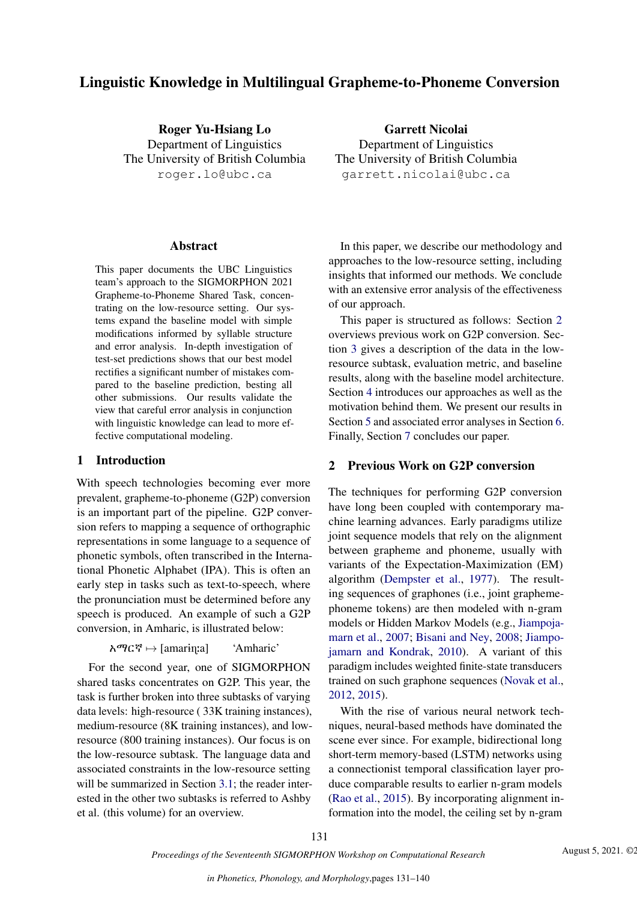# Linguistic Knowledge in Multilingual Grapheme-to-Phoneme Conversion

**Roger Yu-Hsiang Lo**
Department of Linguistics
The University of British Columbia
roger.lo@ubc.ca

**Garrett Nicolai**
Department of Linguistics
The University of British Columbia
garrett.nicolai@ubc.ca

## Abstract

This paper documents the UBC Linguistics team's approach to the SIGMORPHON 2021 Grapheme-to-Phoneme Shared Task, concentrating on the low-resource setting. Our systems expand the baseline model with simple modifications informed by syllable structure and error analysis. In-depth investigation of test-set predictions shows that our best model rectifies a significant number of mistakes compared to the baseline prediction, besting all other submissions. Our results validate the view that careful error analysis in conjunction with linguistic knowledge can lead to more effective computational modeling.

## 1 Introduction

With speech technologies becoming ever more prevalent, grapheme-to-phoneme (G2P) conversion is an important part of the pipeline. G2P conversion refers to mapping a sequence of orthographic representations in some language to a sequence of phonetic symbols, often transcribed in the International Phonetic Alphabet (IPA). This is often an early step in tasks such as text-to-speech, where the pronunciation must be determined before any speech is produced. An example of such a G2P conversion, in Amharic, is illustrated below:

አማርኛ ↦ [amariɲːa] 'Amharic'

For the second year, one of SIGMORPHON shared tasks concentrates on G2P. This year, the task is further broken into three subtasks of varying data levels: high-resource ( 33K training instances), medium-resource (8K training instances), and low-resource (800 training instances). Our focus is on the low-resource subtask. The language data and associated constraints in the low-resource setting will be summarized in Section 3.1; the reader interested in the other two subtasks is referred to Ashby et al. (this volume) for an overview.

In this paper, we describe our methodology and approaches to the low-resource setting, including insights that informed our methods. We conclude with an extensive error analysis of the effectiveness of our approach.

This paper is structured as follows: Section 2 overviews previous work on G2P conversion. Section 3 gives a description of the data in the low-resource subtask, evaluation metric, and baseline results, along with the baseline model architecture. Section 4 introduces our approaches as well as the motivation behind them. We present our results in Section 5 and associated error analyses in Section 6. Finally, Section 7 concludes our paper.

## 2 Previous Work on G2P conversion

The techniques for performing G2P conversion have long been coupled with contemporary machine learning advances. Early paradigms utilize joint sequence models that rely on the alignment between grapheme and phoneme, usually with variants of the Expectation-Maximization (EM) algorithm (Dempster et al., 1977). The resulting sequences of graphones (i.e., joint grapheme-phoneme tokens) are then modeled with n-gram models or Hidden Markov Models (e.g., Jiampojamarn et al., 2007; Bisani and Ney, 2008; Jiampojamarn and Kondrak, 2010). A variant of this paradigm includes weighted finite-state transducers trained on such graphone sequences (Novak et al., 2012, 2015).

With the rise of various neural network techniques, neural-based methods have dominated the scene ever since. For example, bidirectional long short-term memory-based (LSTM) networks using a connectionist temporal classification layer produce comparable results to earlier n-gram models (Rao et al., 2015). By incorporating alignment information into the model, the ceiling set by n-gram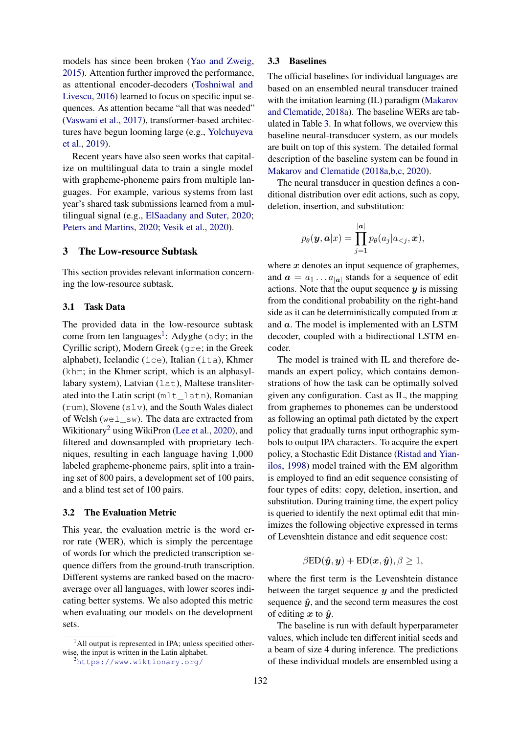models has since been broken (Yao and Zweig, 2015). Attention further improved the performance, as attentional encoder-decoders (Toshniwal and Livescu, 2016) learned to focus on specific input sequences. As attention became "all that was needed" (Vaswani et al., 2017), transformer-based architectures have begun looming large (e.g., Yolchuyeva et al., 2019).

Recent years have also seen works that capitalize on multilingual data to train a single model with grapheme-phoneme pairs from multiple languages. For example, various systems from last year's shared task submissions learned from a multilingual signal (e.g., ElSaadany and Suter, 2020; Peters and Martins, 2020; Vesik et al., 2020).

## 3 The Low-resource Subtask

This section provides relevant information concerning the low-resource subtask.

### 3.1 Task Data

The provided data in the low-resource subtask come from ten languages[1]: Adyghe (`ady`; in the Cyrillic script), Modern Greek (`gre`; in the Greek alphabet), Icelandic (`ice`), Italian (`ita`), Khmer (`khm`; in the Khmer script, which is an alphasyllabary system), Latvian (`lat`), Maltese transliterated into the Latin script (`mlt_latn`), Romanian (`rum`), Slovene (`slv`), and the South Wales dialect of Welsh (`wel_sw`). The data are extracted from Wikitionary[2] using WikiPron (Lee et al., 2020), and filtered and downsampled with proprietary techniques, resulting in each language having 1,000 labeled grapheme-phoneme pairs, split into a training set of 800 pairs, a development set of 100 pairs, and a blind test set of 100 pairs.

### 3.2 The Evaluation Metric

This year, the evaluation metric is the word error rate (WER), which is simply the percentage of words for which the predicted transcription sequence differs from the ground-truth transcription. Different systems are ranked based on the macro-average over all languages, with lower scores indicating better systems. We also adopted this metric when evaluating our models on the development sets.

[1] All output is represented in IPA; unless specified otherwise, the input is written in the Latin alphabet.

[2] https://www.wiktionary.org/

### 3.3 Baselines

The official baselines for individual languages are based on an ensembled neural transducer trained with the imitation learning (IL) paradigm (Makarov and Clematide, 2018a). The baseline WERs are tabulated in Table 3. In what follows, we overview this baseline neural-transducer system, as our models are built on top of this system. The detailed formal description of the baseline system can be found in Makarov and Clematide (2018a,b,c, 2020).

The neural transducer in question defines a conditional distribution over edit actions, such as copy, deletion, insertion, and substitution:

$$p_\theta(\boldsymbol{y}, \boldsymbol{a}|x) = \prod_{j=1}^{|\boldsymbol{a}|} p_\theta(a_j|a_{<j}, \boldsymbol{x}),$$

where $\boldsymbol{x}$ denotes an input sequence of graphemes, and $\boldsymbol{a} = a_1 \dots a_{|\boldsymbol{a}|}$ stands for a sequence of edit actions. Note that the ouput sequence $\boldsymbol{y}$ is missing from the conditional probability on the right-hand side as it can be deterministically computed from $\boldsymbol{x}$ and $\boldsymbol{a}$. The model is implemented with an LSTM decoder, coupled with a bidirectional LSTM encoder.

The model is trained with IL and therefore demands an expert policy, which contains demonstrations of how the task can be optimally solved given any configuration. Cast as IL, the mapping from graphemes to phonemes can be understood as following an optimal path dictated by the expert policy that gradually turns input orthographic symbols to output IPA characters. To acquire the expert policy, a Stochastic Edit Distance (Ristad and Yianilos, 1998) model trained with the EM algorithm is employed to find an edit sequence consisting of four types of edits: copy, deletion, insertion, and substitution. During training time, the expert policy is queried to identify the next optimal edit that minimizes the following objective expressed in terms of Levenshtein distance and edit sequence cost:

$$\beta \text{ED}(\hat{\boldsymbol{y}}, \boldsymbol{y}) + \text{ED}(\boldsymbol{x}, \hat{\boldsymbol{y}}), \beta \geq 1,$$

where the first term is the Levenshtein distance between the target sequence $\boldsymbol{y}$ and the predicted sequence $\hat{\boldsymbol{y}}$, and the second term measures the cost of editing $\boldsymbol{x}$ to $\hat{\boldsymbol{y}}$.

The baseline is run with default hyperparameter values, which include ten different initial seeds and a beam of size 4 during inference. The predictions of these individual models are ensembled using a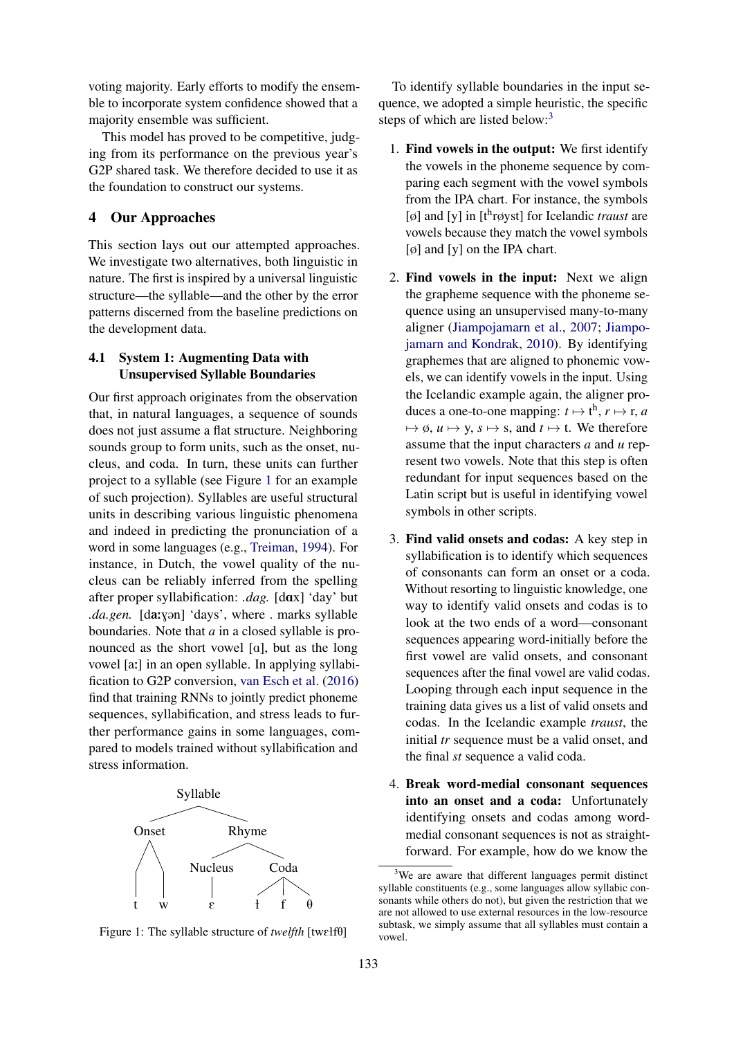voting majority. Early efforts to modify the ensemble to incorporate system confidence showed that a majority ensemble was sufficient.

This model has proved to be competitive, judging from its performance on the previous year's G2P shared task. We therefore decided to use it as the foundation to construct our systems.

## 4 Our Approaches

This section lays out our attempted approaches. We investigate two alternatives, both linguistic in nature. The first is inspired by a universal linguistic structure—the syllable—and the other by the error patterns discerned from the baseline predictions on the development data.

### 4.1 System 1: Augmenting Data with Unsupervised Syllable Boundaries

Our first approach originates from the observation that, in natural languages, a sequence of sounds does not just assume a flat structure. Neighboring sounds group to form units, such as the onset, nucleus, and coda. In turn, these units can further project to a syllable (see Figure 1 for an example of such projection). Syllables are useful structural units in describing various linguistic phenomena and indeed in predicting the pronunciation of a word in some languages (e.g., Treiman, 1994). For instance, in Dutch, the vowel quality of the nucleus can be reliably inferred from the spelling after proper syllabification: *.dag.* [dɑx] 'day' but *.da.gen.* [daːɣən] 'days', where . marks syllable boundaries. Note that *a* in a closed syllable is pronounced as the short vowel [ɑ], but as the long vowel [aː] in an open syllable. In applying syllabification to G2P conversion, van Esch et al. (2016) find that training RNNs to jointly predict phoneme sequences, syllabification, and stress leads to further performance gains in some languages, compared to models trained without syllabification and stress information.

```
          Syllable
         /        \
     Onset        Rhyme
     /   \       /     \
    t     w  Nucleus   Coda
               |      / | \
               ɛ     ɫ  f  θ
```

Figure 1: The syllable structure of *twelfth* [twɛɫfθ]

To identify syllable boundaries in the input sequence, we adopted a simple heuristic, the specific steps of which are listed below:[3]

1. **Find vowels in the output:** We first identify the vowels in the phoneme sequence by comparing each segment with the vowel symbols from the IPA chart. For instance, the symbols [ø] and [y] in [tʰrøyst] for Icelandic *traust* are vowels because they match the vowel symbols [ø] and [y] on the IPA chart.

2. **Find vowels in the input:** Next we align the grapheme sequence with the phoneme sequence using an unsupervised many-to-many aligner (Jiampojamarn et al., 2007; Jiampojamarn and Kondrak, 2010). By identifying graphemes that are aligned to phonemic vowels, we can identify vowels in the input. Using the Icelandic example again, the aligner produces a one-to-one mapping: *t* ↦ tʰ, *r* ↦ r, *a* ↦ ø, *u* ↦ y, *s* ↦ s, and *t* ↦ t. We therefore assume that the input characters *a* and *u* represent two vowels. Note that this step is often redundant for input sequences based on the Latin script but is useful in identifying vowel symbols in other scripts.

3. **Find valid onsets and codas:** A key step in syllabification is to identify which sequences of consonants can form an onset or a coda. Without resorting to linguistic knowledge, one way to identify valid onsets and codas is to look at the two ends of a word—consonant sequences appearing word-initially before the first vowel are valid onsets, and consonant sequences after the final vowel are valid codas. Looping through each input sequence in the training data gives us a list of valid onsets and codas. In the Icelandic example *traust*, the initial *tr* sequence must be a valid onset, and the final *st* sequence a valid coda.

4. **Break word-medial consonant sequences into an onset and a coda:** Unfortunately identifying onsets and codas among word-medial consonant sequences is not as straightforward. For example, how do we know the

[3] We are aware that different languages permit distinct syllable constituents (e.g., some languages allow syllabic consonants while others do not), but given the restriction that we are not allowed to use external resources in the low-resource subtask, we simply assume that all syllables must contain a vowel.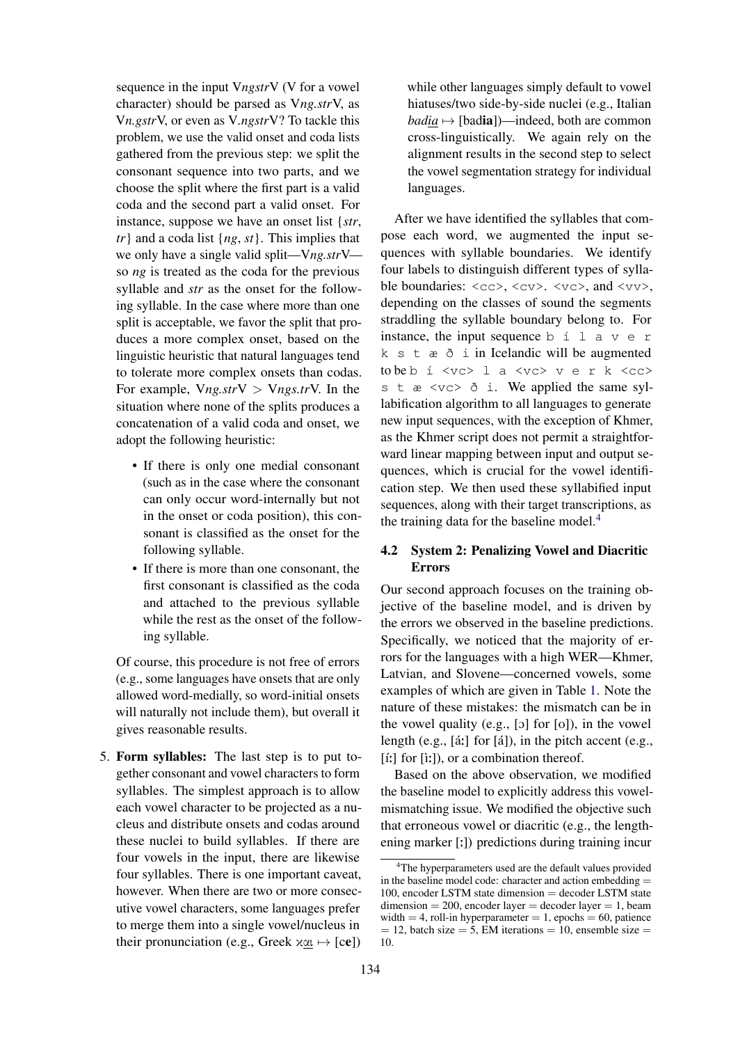sequence in the input V*ngstr*V (V for a vowel character) should be parsed as V*ng.str*V, as V*n.gstr*V, or even as V.*ngstr*V? To tackle this problem, we use the valid onset and coda lists gathered from the previous step: we split the consonant sequence into two parts, and we choose the split where the first part is a valid coda and the second part a valid onset. For instance, suppose we have an onset list {*str*, *tr*} and a coda list {*ng*, *st*}. This implies that we only have a single valid split—V*ng.str*V—so *ng* is treated as the coda for the previous syllable and *str* as the onset for the following syllable. In the case where more than one split is acceptable, we favor the split that produces a more complex onset, based on the linguistic heuristic that natural languages tend to tolerate more complex onsets than codas. For example, V*ng.str*V > V*ngs.tr*V. In the situation where none of the splits produces a concatenation of a valid coda and onset, we adopt the following heuristic:

- If there is only one medial consonant (such as in the case where the consonant can only occur word-internally but not in the onset or coda position), this consonant is classified as the onset for the following syllable.
- If there is more than one consonant, the first consonant is classified as the coda and attached to the previous syllable while the rest as the onset of the following syllable.

Of course, this procedure is not free of errors (e.g., some languages have onsets that are only allowed word-medially, so word-initial onsets will naturally not include them), but overall it gives reasonable results.

5. **Form syllables:** The last step is to put together consonant and vowel characters to form syllables. The simplest approach is to allow each vowel character to be projected as a nucleus and distribute onsets and codas around these nuclei to build syllables. If there are four vowels in the input, there are likewise four syllables. There is one important caveat, however. When there are two or more consecutive vowel characters, some languages prefer to merge them into a single vowel/nucleus in their pronunciation (e.g., Greek κ<u>αι</u> ↦ [c**e**]) while other languages simply default to vowel hiatuses/two side-by-side nuclei (e.g., Italian *bad<u>ia</u>* ↦ [bad**ia**])—indeed, both are common cross-linguistically. We again rely on the alignment results in the second step to select the vowel segmentation strategy for individual languages.

After we have identified the syllables that compose each word, we augmented the input sequences with syllable boundaries. We identify four labels to distinguish different types of syllable boundaries: `<cc>`, `<cv>`. `<vc>`, and `<vv>`, depending on the classes of sound the segments straddling the syllable boundary belong to. For instance, the input sequence `b í l a v e r k s t æ ð i` in Icelandic will be augmented to be `b í <vc> l a <vc> v e r k <cc> s t æ <vc> ð i`. We applied the same syllabification algorithm to all languages to generate new input sequences, with the exception of Khmer, as the Khmer script does not permit a straightforward linear mapping between input and output sequences, which is crucial for the vowel identification step. We then used these syllabified input sequences, along with their target transcriptions, as the training data for the baseline model.[4]

### 4.2 System 2: Penalizing Vowel and Diacritic Errors

Our second approach focuses on the training objective of the baseline model, and is driven by the errors we observed in the baseline predictions. Specifically, we noticed that the majority of errors for the languages with a high WER—Khmer, Latvian, and Slovene—concerned vowels, some examples of which are given in Table 1. Note the nature of these mistakes: the mismatch can be in the vowel quality (e.g., [ɔ] for [o]), in the vowel length (e.g., [áː] for [á]), in the pitch accent (e.g., [íː] for [ìː]), or a combination thereof.

Based on the above observation, we modified the baseline model to explicitly address this vowel-mismatching issue. We modified the objective such that erroneous vowel or diacritic (e.g., the lengthening marker [ː]) predictions during training incur

[4] The hyperparameters used are the default values provided in the baseline model code: character and action embedding = 100, encoder LSTM state dimension = decoder LSTM state dimension = 200, encoder layer = decoder layer = 1, beam width = 4, roll-in hyperparameter = 1, epochs = 60, patience = 12, batch size = 5, EM iterations = 10, ensemble size = 10.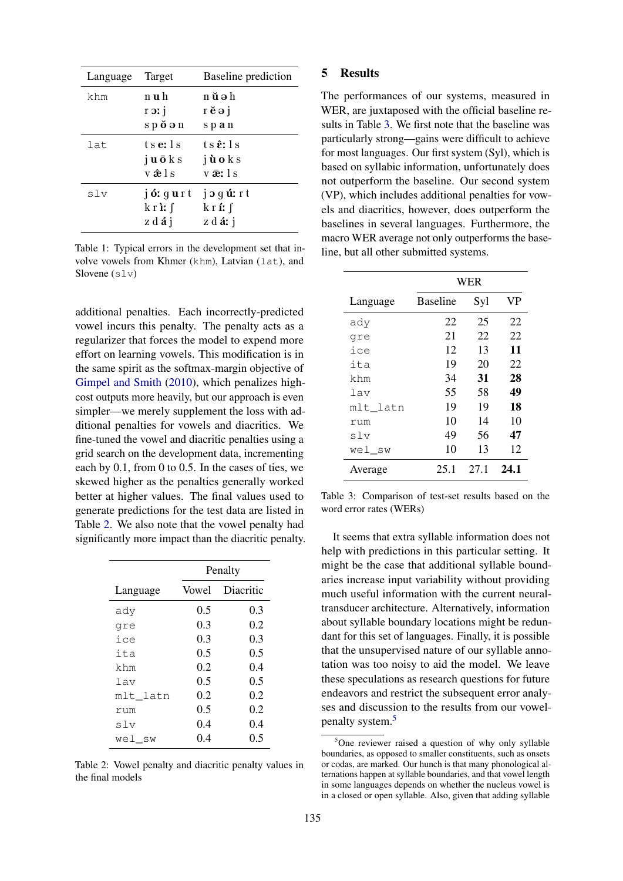| Language | Target | Baseline prediction |
|---|---|---|
| khm | n **u** h | n **ŭ ə** h |
| | r **ɔː** j | r **ĕ ə** j |
| | s p **ŏ ə** n | s p **a** n |
| lat | t s **eː** l s | t s **ɛ̂ː** l s |
| | j **u ō** k s | j **ù o** k s |
| | v **æ̂** l s | v **æ̀ː** l s |
| slv | j **óː** g **u** r t | j **ɔ** g **úː** r t |
| | k r **ìː** ʃ | k r **íː** ʃ |
| | z d **á** j | z d **áː** j |

Table 1: Typical errors in the development set that involve vowels from Khmer (khm), Latvian (lat), and Slovene (slv)

additional penalties. Each incorrectly-predicted vowel incurs this penalty. The penalty acts as a regularizer that forces the model to expend more effort on learning vowels. This modification is in the same spirit as the softmax-margin objective of Gimpel and Smith (2010), which penalizes high-cost outputs more heavily, but our approach is even simpler—we merely supplement the loss with additional penalties for vowels and diacritics. We fine-tuned the vowel and diacritic penalties using a grid search on the development data, incrementing each by 0.1, from 0 to 0.5. In the cases of ties, we skewed higher as the penalties generally worked better at higher values. The final values used to generate predictions for the test data are listed in Table 2. We also note that the vowel penalty had significantly more impact than the diacritic penalty.

| | Penalty | |
|---|---|---|
| Language | Vowel | Diacritic |
| ady | 0.5 | 0.3 |
| gre | 0.3 | 0.2 |
| ice | 0.3 | 0.3 |
| ita | 0.5 | 0.5 |
| khm | 0.2 | 0.4 |
| lav | 0.5 | 0.5 |
| mlt_latn | 0.2 | 0.2 |
| rum | 0.5 | 0.2 |
| slv | 0.4 | 0.4 |
| wel_sw | 0.4 | 0.5 |

Table 2: Vowel penalty and diacritic penalty values in the final models

## 5 Results

The performances of our systems, measured in WER, are juxtaposed with the official baseline results in Table 3. We first note that the baseline was particularly strong—gains were difficult to achieve for most languages. Our first system (Syl), which is based on syllabic information, unfortunately does not outperform the baseline. Our second system (VP), which includes additional penalties for vowels and diacritics, however, does outperform the baselines in several languages. Furthermore, the macro WER average not only outperforms the baseline, but all other submitted systems.

| | WER | | |
|---|---|---|---|
| Language | Baseline | Syl | VP |
| ady | 22 | 25 | 22 |
| gre | 21 | 22 | 22 |
| ice | 12 | 13 | **11** |
| ita | 19 | 20 | 22 |
| khm | 34 | **31** | **28** |
| lav | 55 | 58 | **49** |
| mlt_latn | 19 | 19 | **18** |
| rum | 10 | 14 | 10 |
| slv | 49 | 56 | **47** |
| wel_sw | 10 | 13 | 12 |
| Average | 25.1 | 27.1 | **24.1** |

Table 3: Comparison of test-set results based on the word error rates (WERs)

It seems that extra syllable information does not help with predictions in this particular setting. It might be the case that additional syllable boundaries increase input variability without providing much useful information with the current neural-transducer architecture. Alternatively, information about syllable boundary locations might be redundant for this set of languages. Finally, it is possible that the unsupervised nature of our syllable annotation was too noisy to aid the model. We leave these speculations as research questions for future endeavors and restrict the subsequent error analyses and discussion to the results from our vowel-penalty system.[5]

[5]One reviewer raised a question of why only syllable boundaries, as opposed to smaller constituents, such as onsets or codas, are marked. Our hunch is that many phonological alternations happen at syllable boundaries, and that vowel length in some languages depends on whether the nucleus vowel is in a closed or open syllable. Also, given that adding syllable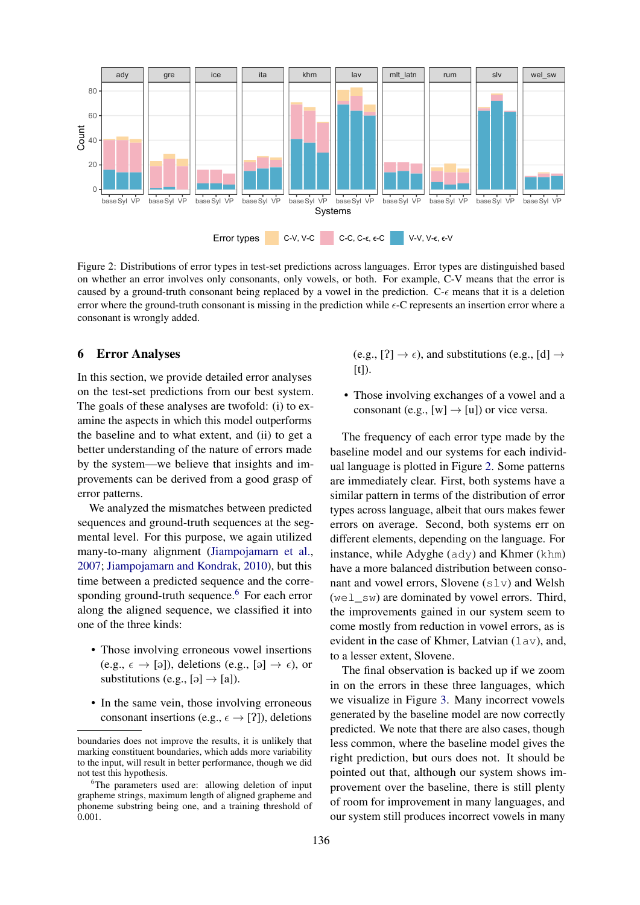Figure 2: Distributions of error types in test-set predictions across languages. Error types are distinguished based on whether an error involves only consonants, only vowels, or both. For example, C-V means that the error is caused by a ground-truth consonant being replaced by a vowel in the prediction. C-$\epsilon$ means that it is a deletion error where the ground-truth consonant is missing in the prediction while $\epsilon$-C represents an insertion error where a consonant is wrongly added.

## 6 Error Analyses

In this section, we provide detailed error analyses on the test-set predictions from our best system. The goals of these analyses are twofold: (i) to examine the aspects in which this model outperforms the baseline and to what extent, and (ii) to get a better understanding of the nature of errors made by the system—we believe that insights and improvements can be derived from a good grasp of error patterns.

We analyzed the mismatches between predicted sequences and ground-truth sequences at the segmental level. For this purpose, we again utilized many-to-many alignment (Jiampojamarn et al., 2007; Jiampojamarn and Kondrak, 2010), but this time between a predicted sequence and the corresponding ground-truth sequence.[6] For each error along the aligned sequence, we classified it into one of the three kinds:

- Those involving erroneous vowel insertions (e.g., $\epsilon \rightarrow$ [ə]), deletions (e.g., [ə] $\rightarrow \epsilon$), or substitutions (e.g., [ə] $\rightarrow$ [a]).
- In the same vein, those involving erroneous consonant insertions (e.g., $\epsilon \rightarrow$ [ʔ]), deletions (e.g., [ʔ] $\rightarrow \epsilon$), and substitutions (e.g., [d] $\rightarrow$ [t]).
- Those involving exchanges of a vowel and a consonant (e.g., [w] $\rightarrow$ [u]) or vice versa.

The frequency of each error type made by the baseline model and our systems for each individual language is plotted in Figure 2. Some patterns are immediately clear. First, both systems have a similar pattern in terms of the distribution of error types across language, albeit that ours makes fewer errors on average. Second, both systems err on different elements, depending on the language. For instance, while Adyghe (`ady`) and Khmer (`khm`) have a more balanced distribution between consonant and vowel errors, Slovene (`slv`) and Welsh (`wel_sw`) are dominated by vowel errors. Third, the improvements gained in our system seem to come mostly from reduction in vowel errors, as is evident in the case of Khmer, Latvian (`lav`), and, to a lesser extent, Slovene.

The final observation is backed up if we zoom in on the errors in these three languages, which we visualize in Figure 3. Many incorrect vowels generated by the baseline model are now correctly predicted. We note that there are also cases, though less common, where the baseline model gives the right prediction, but ours does not. It should be pointed out that, although our system shows improvement over the baseline, there is still plenty of room for improvement in many languages, and our system still produces incorrect vowels in many

boundaries does not improve the results, it is unlikely that marking constituent boundaries, which adds more variability to the input, will result in better performance, though we did not test this hypothesis.

[6] The parameters used are: allowing deletion of input grapheme strings, maximum length of aligned grapheme and phoneme substring being one, and a training threshold of 0.001.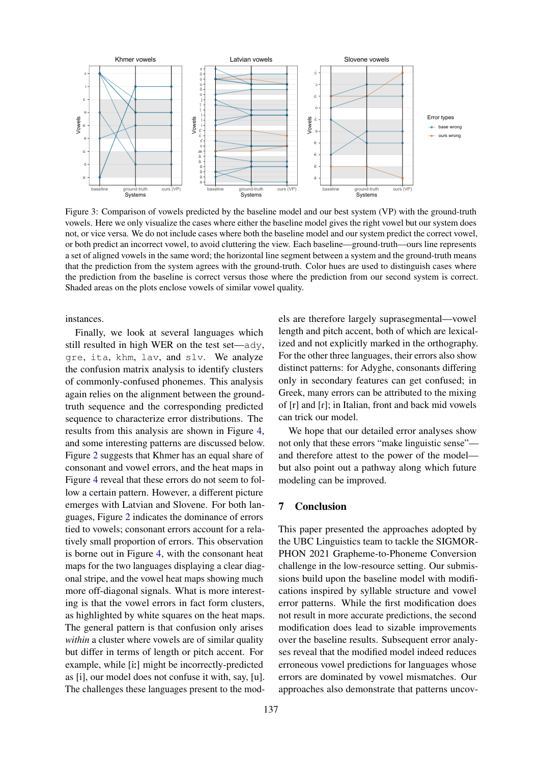Figure 3: Comparison of vowels predicted by the baseline model and our best system (VP) with the ground-truth vowels. Here we only visualize the cases where either the baseline model gives the right vowel but our system does not, or vice versa. We do not include cases where both the baseline model and our system predict the correct vowel, or both predict an incorrect vowel, to avoid cluttering the view. Each baseline—ground-truth—ours line represents a set of aligned vowels in the same word; the horizontal line segment between a system and the ground-truth means that the prediction from the system agrees with the ground-truth. Color hues are used to distinguish cases where the prediction from the baseline is correct versus those where the prediction from our second system is correct. Shaded areas on the plots enclose vowels of similar vowel quality.

instances.

Finally, we look at several languages which still resulted in high WER on the test set—`ady`, `gre`, `ita`, `khm`, `lav`, and `slv`. We analyze the confusion matrix analysis to identify clusters of commonly-confused phonemes. This analysis again relies on the alignment between the ground-truth sequence and the corresponding predicted sequence to characterize error distributions. The results from this analysis are shown in Figure 4, and some interesting patterns are discussed below. Figure 2 suggests that Khmer has an equal share of consonant and vowel errors, and the heat maps in Figure 4 reveal that these errors do not seem to follow a certain pattern. However, a different picture emerges with Latvian and Slovene. For both languages, Figure 2 indicates the dominance of errors tied to vowels; consonant errors account for a relatively small proportion of errors. This observation is borne out in Figure 4, with the consonant heat maps for the two languages displaying a clear diagonal stripe, and the vowel heat maps showing much more off-diagonal signals. What is more interesting is that the vowel errors in fact form clusters, as highlighted by white squares on the heat maps. The general pattern is that confusion only arises *within* a cluster where vowels are of similar quality but differ in terms of length or pitch accent. For example, while [iː] might be incorrectly-predicted as [i], our model does not confuse it with, say, [u]. The challenges these languages present to the models are therefore largely suprasegmental—vowel length and pitch accent, both of which are lexicalized and not explicitly marked in the orthography. For the other three languages, their errors also show distinct patterns: for Adyghe, consonants differing only in secondary features can get confused; in Greek, many errors can be attributed to the mixing of [r] and [ɾ]; in Italian, front and back mid vowels can trick our model.

We hope that our detailed error analyses show not only that these errors "make linguistic sense"—and therefore attest to the power of the model—but also point out a pathway along which future modeling can be improved.

## 7 Conclusion

This paper presented the approaches adopted by the UBC Linguistics team to tackle the SIGMORPHON 2021 Grapheme-to-Phoneme Conversion challenge in the low-resource setting. Our submissions build upon the baseline model with modifications inspired by syllable structure and vowel error patterns. While the first modification does not result in more accurate predictions, the second modification does lead to sizable improvements over the baseline results. Subsequent error analyses reveal that the modified model indeed reduces erroneous vowel predictions for languages whose errors are dominated by vowel mismatches. Our approaches also demonstrate that patterns uncov-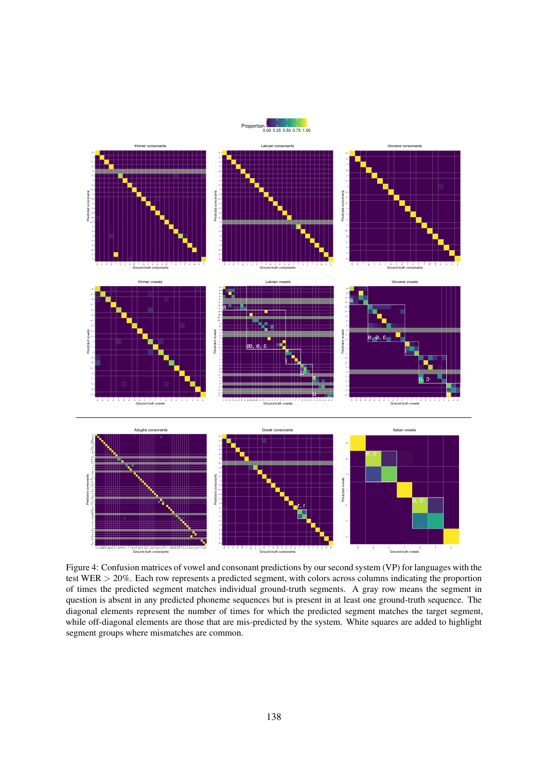Figure 4: Confusion matrices of vowel and consonant predictions by our second system (VP) for languages with the test WER > 20%. Each row represents a predicted segment, with colors across columns indicating the proportion of times the predicted segment matches individual ground-truth segments. A gray row means the segment in question is absent in any predicted phoneme sequences but is present in at least one ground-truth sequence. The diagonal elements represent the number of times for which the predicted segment matches the target segment, while off-diagonal elements are those that are mis-predicted by the system. White squares are added to highlight segment groups where mismatches are common.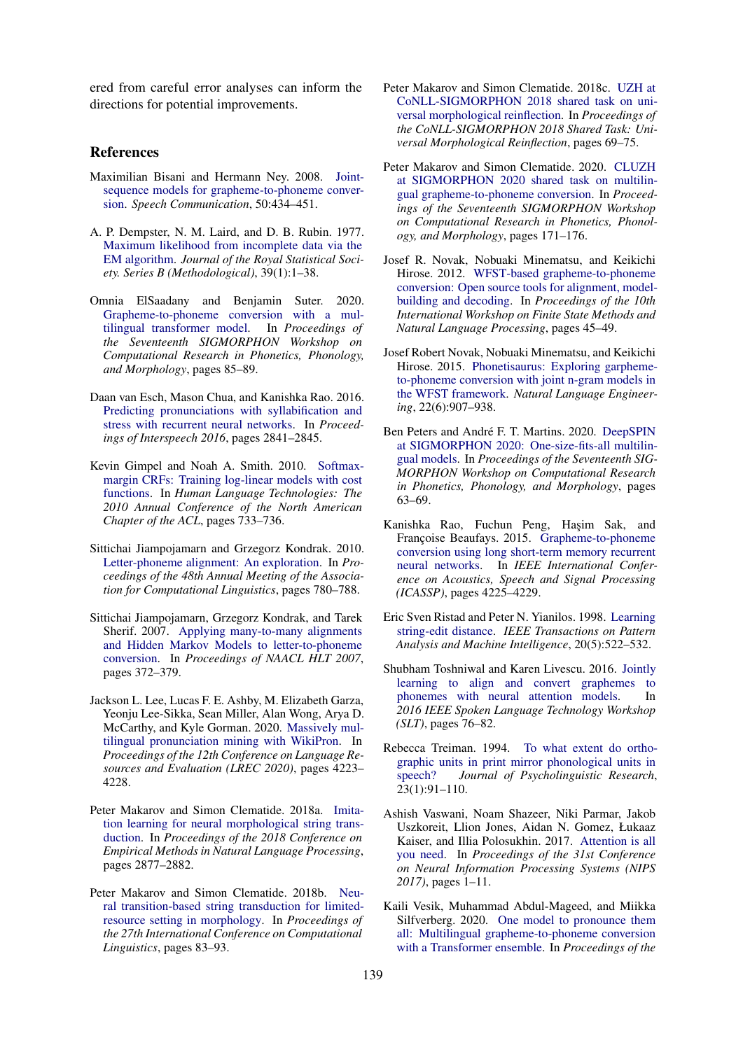ered from careful error analyses can inform the directions for potential improvements.

## References

Maximilian Bisani and Hermann Ney. 2008. Joint-sequence models for grapheme-to-phoneme conversion. *Speech Communication*, 50:434–451.

A. P. Dempster, N. M. Laird, and D. B. Rubin. 1977. Maximum likelihood from incomplete data via the EM algorithm. *Journal of the Royal Statistical Society. Series B (Methodological)*, 39(1):1–38.

Omnia ElSaadany and Benjamin Suter. 2020. Grapheme-to-phoneme conversion with a multilingual transformer model. In *Proceedings of the Seventeenth SIGMORPHON Workshop on Computational Research in Phonetics, Phonology, and Morphology*, pages 85–89.

Daan van Esch, Mason Chua, and Kanishka Rao. 2016. Predicting pronunciations with syllabification and stress with recurrent neural networks. In *Proceedings of Interspeech 2016*, pages 2841–2845.

Kevin Gimpel and Noah A. Smith. 2010. Softmax-margin CRFs: Training log-linear models with cost functions. In *Human Language Technologies: The 2010 Annual Conference of the North American Chapter of the ACL*, pages 733–736.

Sittichai Jiampojamarn and Grzegorz Kondrak. 2010. Letter-phoneme alignment: An exploration. In *Proceedings of the 48th Annual Meeting of the Association for Computational Linguistics*, pages 780–788.

Sittichai Jiampojamarn, Grzegorz Kondrak, and Tarek Sherif. 2007. Applying many-to-many alignments and Hidden Markov Models to letter-to-phoneme conversion. In *Proceedings of NAACL HLT 2007*, pages 372–379.

Jackson L. Lee, Lucas F. E. Ashby, M. Elizabeth Garza, Yeonju Lee-Sikka, Sean Miller, Alan Wong, Arya D. McCarthy, and Kyle Gorman. 2020. Massively multilingual pronunciation mining with WikiPron. In *Proceedings of the 12th Conference on Language Resources and Evaluation (LREC 2020)*, pages 4223–4228.

Peter Makarov and Simon Clematide. 2018a. Imitation learning for neural morphological string transduction. In *Proceedings of the 2018 Conference on Empirical Methods in Natural Language Processing*, pages 2877–2882.

Peter Makarov and Simon Clematide. 2018b. Neural transition-based string transduction for limited-resource setting in morphology. In *Proceedings of the 27th International Conference on Computational Linguistics*, pages 83–93.

Peter Makarov and Simon Clematide. 2018c. UZH at CoNLL-SIGMORPHON 2018 shared task on universal morphological reinflection. In *Proceedings of the CoNLL-SIGMORPHON 2018 Shared Task: Universal Morphological Reinflection*, pages 69–75.

Peter Makarov and Simon Clematide. 2020. CLUZH at SIGMORPHON 2020 shared task on multilingual grapheme-to-phoneme conversion. In *Proceedings of the Seventeenth SIGMORPHON Workshop on Computational Research in Phonetics, Phonology, and Morphology*, pages 171–176.

Josef R. Novak, Nobuaki Minematsu, and Keikichi Hirose. 2012. WFST-based grapheme-to-phoneme conversion: Open source tools for alignment, model-building and decoding. In *Proceedings of the 10th International Workshop on Finite State Methods and Natural Language Processing*, pages 45–49.

Josef Robert Novak, Nobuaki Minematsu, and Keikichi Hirose. 2015. Phonetisaurus: Exploring garpheme-to-phoneme conversion with joint n-gram models in the WFST framework. *Natural Language Engineering*, 22(6):907–938.

Ben Peters and André F. T. Martins. 2020. DeepSPIN at SIGMORPHON 2020: One-size-fits-all multilingual models. In *Proceedings of the Seventeenth SIGMORPHON Workshop on Computational Research in Phonetics, Phonology, and Morphology*, pages 63–69.

Kanishka Rao, Fuchun Peng, Haşim Sak, and Françoise Beaufays. 2015. Grapheme-to-phoneme conversion using long short-term memory recurrent neural networks. In *IEEE International Conference on Acoustics, Speech and Signal Processing (ICASSP)*, pages 4225–4229.

Eric Sven Ristad and Peter N. Yianilos. 1998. Learning string-edit distance. *IEEE Transactions on Pattern Analysis and Machine Intelligence*, 20(5):522–532.

Shubham Toshniwal and Karen Livescu. 2016. Jointly learning to align and convert graphemes to phonemes with neural attention models. In *2016 IEEE Spoken Language Technology Workshop (SLT)*, pages 76–82.

Rebecca Treiman. 1994. To what extent do orthographic units in print mirror phonological units in speech? *Journal of Psycholinguistic Research*, 23(1):91–110.

Ashish Vaswani, Noam Shazeer, Niki Parmar, Jakob Uszkoreit, Llion Jones, Aidan N. Gomez, Łukaaz Kaiser, and Illia Polosukhin. 2017. Attention is all you need. In *Proceedings of the 31st Conference on Neural Information Processing Systems (NIPS 2017)*, pages 1–11.

Kaili Vesik, Muhammad Abdul-Mageed, and Miikka Silfverberg. 2020. One model to pronounce them all: Multilingual grapheme-to-phoneme conversion with a Transformer ensemble. In *Proceedings of the*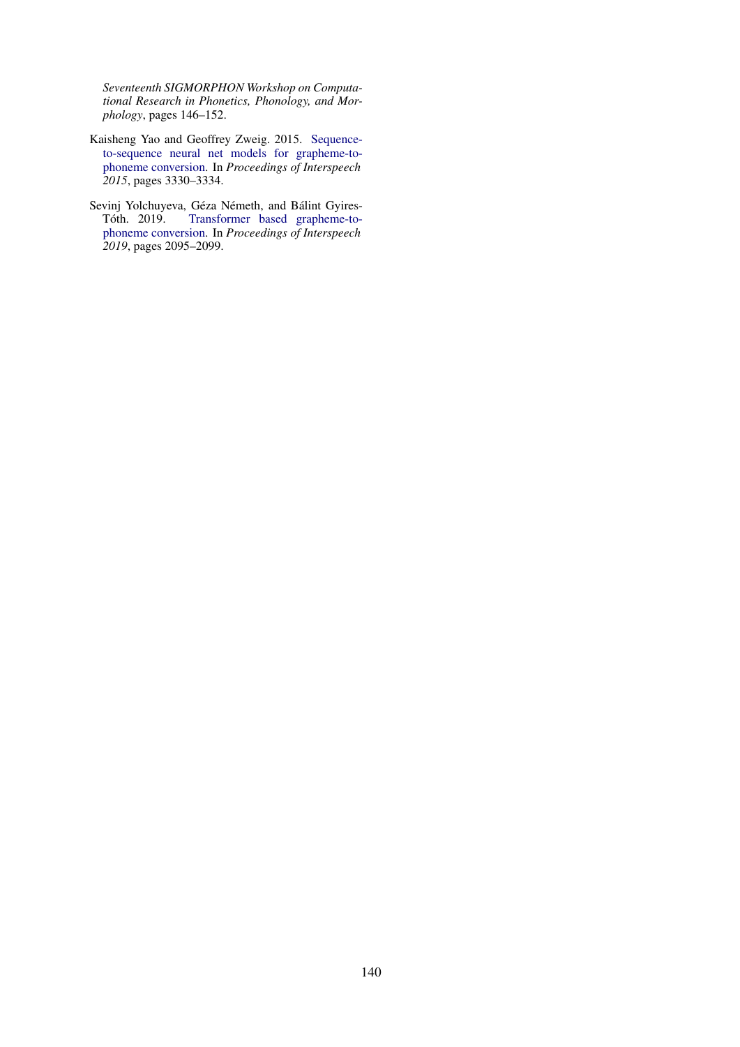*Seventeenth SIGMORPHON Workshop on Computational Research in Phonetics, Phonology, and Morphology*, pages 146–152.

Kaisheng Yao and Geoffrey Zweig. 2015. Sequence-to-sequence neural net models for grapheme-to-phoneme conversion. In *Proceedings of Interspeech 2015*, pages 3330–3334.

Sevinj Yolchuyeva, Géza Németh, and Bálint Gyires-Tóth. 2019. Transformer based grapheme-to-phoneme conversion. In *Proceedings of Interspeech 2019*, pages 2095–2099.